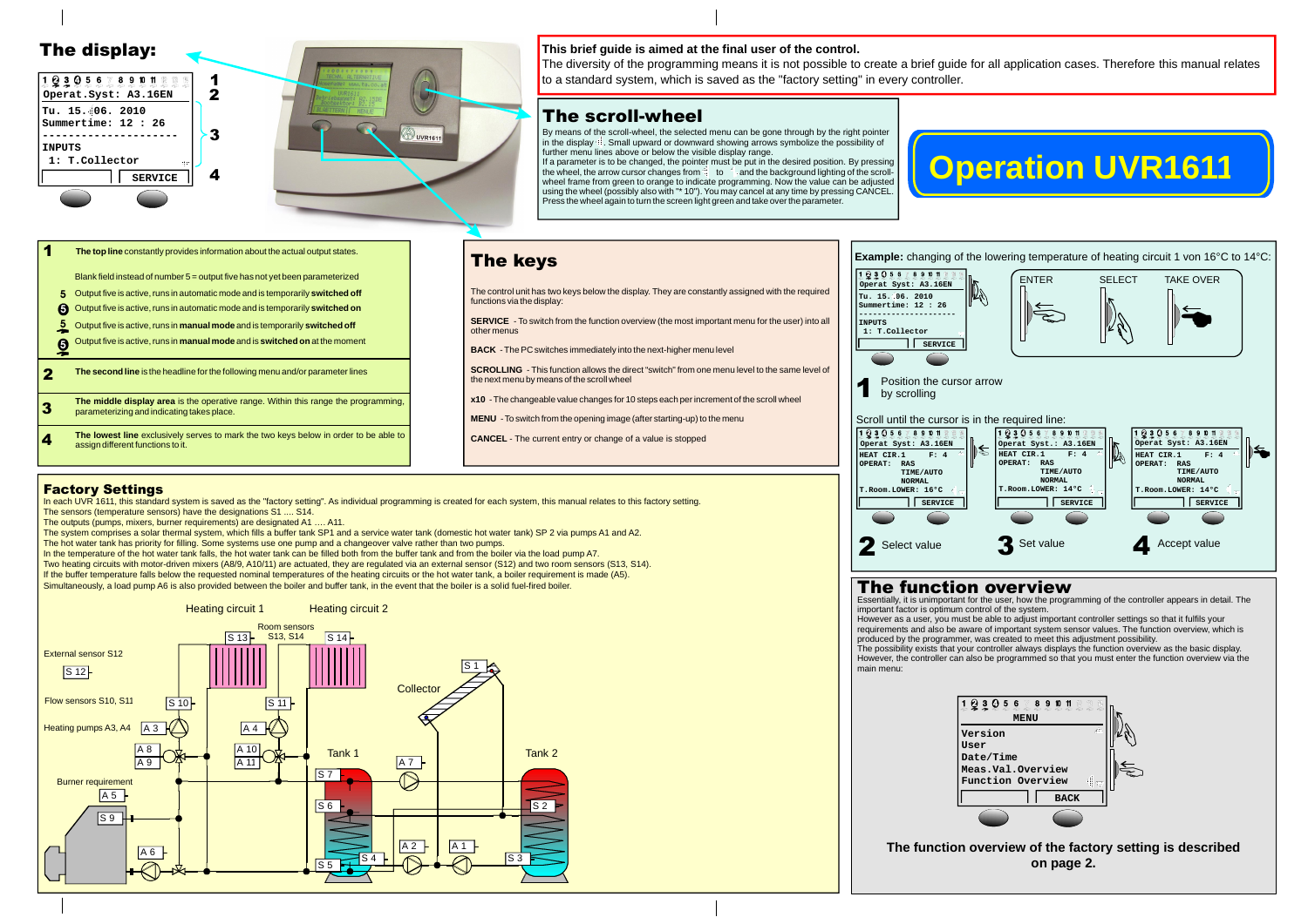# Operation UVR1611

**This brief guide is aimed at the final user of the control.**
The diversity of the programming means it is not possible to create a brief guide for all application cases. Therefore this manual relates to a standard system, which is saved as the "factory setting" in every controller.

## The display:

```
1 2 3 4 5 6   8 9 10 11
Operat.Syst: A3.16EN
Tu. 15. 06. 2010
Summertime: 12 : 26
--------------------
INPUTS
 1: T.Collector
            SERVICE
```

| | | |
|---|---|---|
| **1** | **The top line** constantly provides information about the actual output states.<br><br>Blank field instead of number 5 = output five has not yet been parameterized<br>5 Output five is active, runs in automatic mode and is temporarily **switched off**<br>5 Output five is active, runs in automatic mode and is temporarily **switched on**<br>5 Output five is active, runs in **manual mode** and is temporarily **switched off**<br>5 Output five is active, runs in **manual mode** and is **switched on** at the moment | |
| **2** | **The second line** is the headline for the following menu and/or parameter lines | |
| **3** | **The middle display area** is the operative range. Within this range the programming, parameterizing and indicating takes place. | |
| **4** | **The lowest line** exclusively serves to mark the two keys below in order to be able to assign different functions to it. | |

## The scroll-wheel

By means of the scroll-wheel, the selected menu can be gone through by the right pointer in the display. Small upward or downward showing arrows symbolize the possibility of further menu lines above or below the visible display range.
If a parameter is to be changed, the pointer must be put in the desired position. By pressing the wheel, the arrow cursor changes from to and the background lighting of the scroll-wheel frame from green to orange to indicate programming. Now the value can be adjusted using the wheel (possibly also with "* 10"). You may cancel at any time by pressing CANCEL. Press the wheel again to turn the screen light green and take over the parameter.

## The keys

The control unit has two keys below the display. They are constantly assigned with the required functions via the display:

**SERVICE** - To switch from the function overview (the most important menu for the user) into all other menus

**BACK** - The PC switches immediately into the next-higher menu level

**SCROLLING** - This function allows the direct "switch" from one menu level to the same level of the next menu by means of the scroll wheel

**x10** - The changeable value changes for 10 steps each per increment of the scroll wheel

**MENU** - To switch from the opening image (after starting-up) to the menu

**CANCEL** - The current entry or change of a value is stopped

## Example: changing of the lowering temperature of heating circuit 1 von 16°C to 14°C:

ENTER — SELECT — TAKE OVER

**1** Position the cursor arrow by scrolling

Scroll until the cursor is in the required line:

```
Operat Syst: A3.16EN
HEAT CIR.1      F: 4
OPERAT:  RAS
         TIME/AUTO
         NORMAL
T.Room.LOWER: 16°C
            SERVICE
```

**2** Select value — **3** Set value (T.Room.LOWER: 14°C) — **4** Accept value

## Factory Settings

In each UVR 1611, this standard system is saved as the "factory setting". As individual programming is created for each system, this manual relates to this factory setting.
The sensors (temperature sensors) have the designations S1 .... S14.
The outputs (pumps, mixers, burner requirements) are designated A1 .... A11.
The system comprises a solar thermal system, which fills a buffer tank SP1 and a service water tank (domestic hot water tank) SP 2 via pumps A1 and A2.
The hot water tank has priority for filling. Some systems use one pump and a changeover valve rather than two pumps.
In the temperature of the hot water tank falls, the hot water tank can be filled both from the buffer tank and from the boiler via the load pump A7.
Two heating circuits with motor-driven mixers (A8/9, A10/11) are actuated, they are regulated via an external sensor (S12) and two room sensors (S13, S14).
If the buffer temperature falls below the requested nominal temperatures of the heating circuits or the hot water tank, a boiler requirement is made (A5).
Simultaneously, a load pump A6 is also provided between the boiler and buffer tank, in the event that the boiler is a solid fuel-fired boiler.

Heating circuit 1 — Heating circuit 2 — Room sensors S13, S14 — External sensor S12 — Flow sensors S10, S11 — Heating pumps A3, A4 — Burner requirement A5 — Collector S1 — Tank 1 — Tank 2

## The function overview

Essentially, it is unimportant for the user, how the programming of the controller appears in detail. The important factor is optimum control of the system.
However as a user, you must be able to adjust important controller settings so that it fulfils your requirements and also be aware of important system sensor values. The function overview, which is produced by the programmer, was created to meet this adjustment possibility.
The possibility exists that your controller always displays the function overview as the basic display. However, the controller can also be programmed so that you must enter the function overview via the main menu:

```
MENU
Version
User
Date/Time
Meas.Val.Overview
Function Overview
               BACK
```

**The function overview of the factory setting is described on page 2.**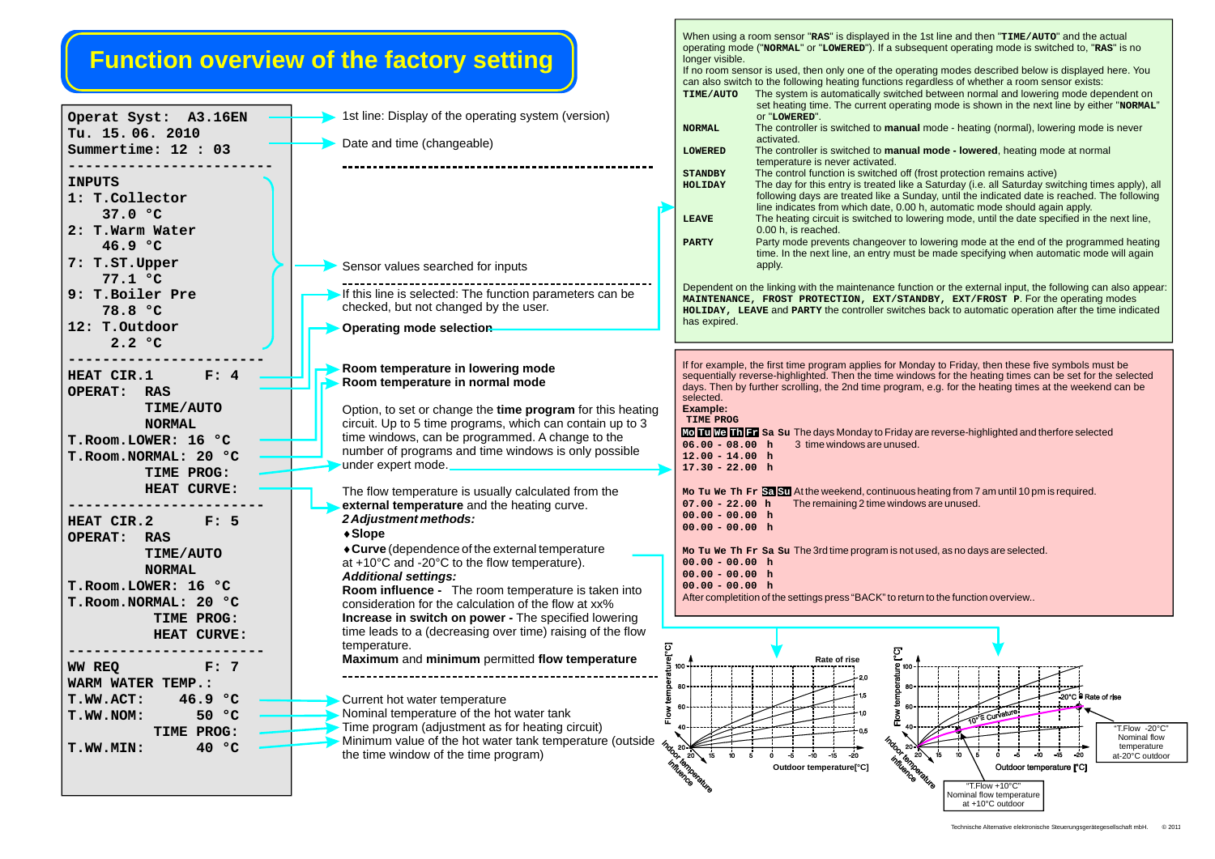# Function overview of the factory setting

```
Operat Syst:  A3.16EN
Tu. 15. 06. 2010
Summertime: 12 : 03
------------------------
INPUTS
1: T.Collector
     37.0 °C
2: T.Warm Water
     46.9 °C
7: T.ST.Upper
     77.1 °C
9: T.Boiler Pre
     78.8 °C
12: T.Outdoor
     2.2 °C
-----------------------
HEAT CIR.1        F: 4
OPERAT:  RAS
         TIME/AUTO
         NORMAL
T.Room.LOWER: 16 °C
T.Room.NORMAL: 20 °C
         TIME PROG:
         HEAT CURVE:
-----------------------
HEAT CIR.2        F: 5
OPERAT:  RAS
         TIME/AUTO
         NORMAL
T.Room.LOWER: 16 °C
T.Room.NORMAL: 20 °C
          TIME PROG:
          HEAT CURVE:
-----------------------
WW REQ            F: 7
WARM WATER TEMP.:
T.WW.ACT:     46.9 °C
T.WW.NOM:       50 °C
          TIME PROG:
T.WW.MIN:       40 °C
```

1st line: Display of the operating system (version)

Date and time (changeable)

Sensor values searched for inputs

If this line is selected: The function parameters can be checked, but not changed by the user.

**Operating mode selection**

**Room temperature in lowering mode**

**Room temperature in normal mode**

Option, to set or change the **time program** for this heating circuit. Up to 5 time programs, which can contain up to 3 time windows, can be programmed. A change to the number of programs and time windows is only possible under expert mode.

The flow temperature is usually calculated from the **external temperature** and the heating curve.

***2 Adjustment methods:***

- **Slope**
- **Curve** (dependence of the external temperature at +10°C and -20°C to the flow temperature).

***Additional settings:***

**Room influence -** The room temperature is taken into consideration for the calculation of the flow at xx%

**Increase in switch on power -** The specified flowering time leads to a (decreasing over time) raising of the flow temperature.

**Maximum** and **minimum** permitted **flow temperature**

Current hot water temperature

Nominal temperature of the hot water tank

Time program (adjustment as for heating circuit)

Minimum value of the hot water tank temperature (outside the time window of the time program)

---

When using a room sensor "**RAS**" is displayed in the 1st line and then "**TIME/AUTO**" and the actual operating mode ("**NORMAL**" or "**LOWERED**"). If a subsequent operating mode is switched to, "**RAS**" is no longer visible.

If no room sensor is used, then only one of the operating modes described below is displayed here. You can also switch to the following heating functions regardless of whether a room sensor exists:

| | |
|---|---|
| **TIME/AUTO** | The system is automatically switched between normal and lowering mode dependent on set heating time. The current operating mode is shown in the next line by either "**NORMAL**" or "**LOWERED**". |
| **NORMAL** | The controller is switched to **manual** mode - heating (normal), lowering mode is never activated. |
| **LOWERED** | The controller is switched to **manual mode - lowered**, heating mode at normal temperature is never activated. |
| **STANDBY** | The control function is switched off (frost protection remains active) |
| **HOLIDAY** | The day for this entry is treated like a Saturday (i.e. all Saturday switching times apply), all following days are treated like a Sunday, until the indicated date is reached. The following line indicates from which date, 0.00 h, automatic mode should again apply. |
| **LEAVE** | The heating circuit is switched to lowering mode, until the date specified in the next line, 0.00 h, is reached. |
| **PARTY** | Party mode prevents changeover to lowering mode at the end of the programmed heating time. In the next line, an entry must be made specifying when automatic mode will again apply. |

Dependent on the linking with the maintenance function or the external input, the following can also appear: **MAINTENANCE, FROST PROTECTION, EXT/STANDBY, EXT/FROST P**. For the operating modes **HOLIDAY, LEAVE** and **PARTY** the controller switches back to automatic operation after the time indicated has expired.

---

If for example, the first time program applies for Monday to Friday, then these five symbols must be sequentially reverse-highlighted. Then the time windows for the heating times can be set for the selected days. Then by further scrolling, the 2nd time program, e.g. for the heating times at the weekend can be selected.

**Example:**

**TIME PROG**

**Mo Tu We Th Fr** Sa Su The days Monday to Friday are reverse-highlighted and therfore selected

06.00 - 08.00 h   3 time windows are unused.
12.00 - 14.00 h
17.30 - 22.00 h

Mo Tu We Th Fr **Sa Su** At the weekend, continuous heating from 7 am until 10 pm is required.

07.00 - 22.00 h   The remaining 2 time windows are unused.
00.00 - 00.00 h
00.00 - 00.00 h

Mo Tu We Th Fr Sa Su The 3rd time program is not used, as no days are selected.

00.00 - 00.00 h
00.00 - 00.00 h
00.00 - 00.00 h

After completition of the settings press "BACK" to return to the function overview..

---

Flow temperature[°C]
Rate of rise
2,0
1,5
1,0
0,5
Indoor temperature influence
Outdoor temperature[°C]

Flow temperature [°C]
20°C = Rate of rise
10°C Curvature
Indoor temperature influence
Outdoor temperature [°C]
"T.Flow -20°C" Nominal flow temperature at-20°C outdoor
"T.Flow +10°C" Nominal flow temperature at +10°C outdoor